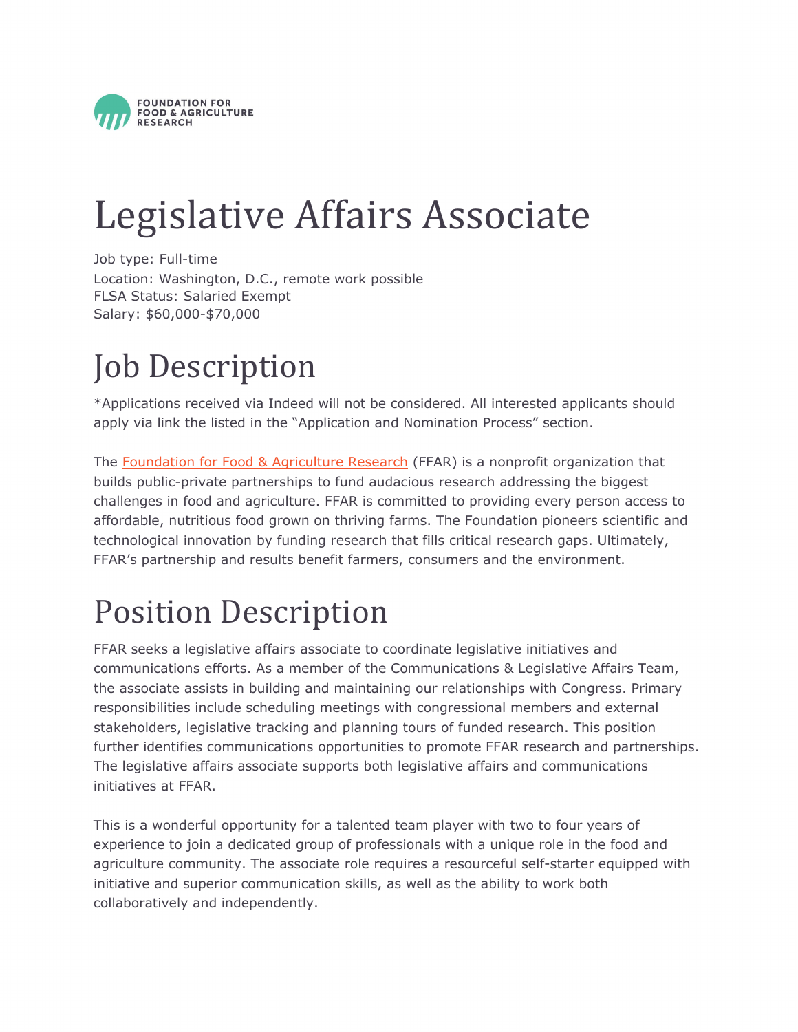FOUNDATION FOR FOOD & AGRICULTURE RESEARCH

# Legislative Affairs Associate

Job type: Full-time
Location: Washington, D.C., remote work possible
FLSA Status: Salaried Exempt
Salary: $60,000-$70,000

# Job Description

*Applications received via Indeed will not be considered. All interested applicants should apply via link the listed in the "Application and Nomination Process" section.

The Foundation for Food & Agriculture Research (FFAR) is a nonprofit organization that builds public-private partnerships to fund audacious research addressing the biggest challenges in food and agriculture. FFAR is committed to providing every person access to affordable, nutritious food grown on thriving farms. The Foundation pioneers scientific and technological innovation by funding research that fills critical research gaps. Ultimately, FFAR's partnership and results benefit farmers, consumers and the environment.

# Position Description

FFAR seeks a legislative affairs associate to coordinate legislative initiatives and communications efforts. As a member of the Communications & Legislative Affairs Team, the associate assists in building and maintaining our relationships with Congress. Primary responsibilities include scheduling meetings with congressional members and external stakeholders, legislative tracking and planning tours of funded research. This position further identifies communications opportunities to promote FFAR research and partnerships. The legislative affairs associate supports both legislative affairs and communications initiatives at FFAR.

This is a wonderful opportunity for a talented team player with two to four years of experience to join a dedicated group of professionals with a unique role in the food and agriculture community. The associate role requires a resourceful self-starter equipped with initiative and superior communication skills, as well as the ability to work both collaboratively and independently.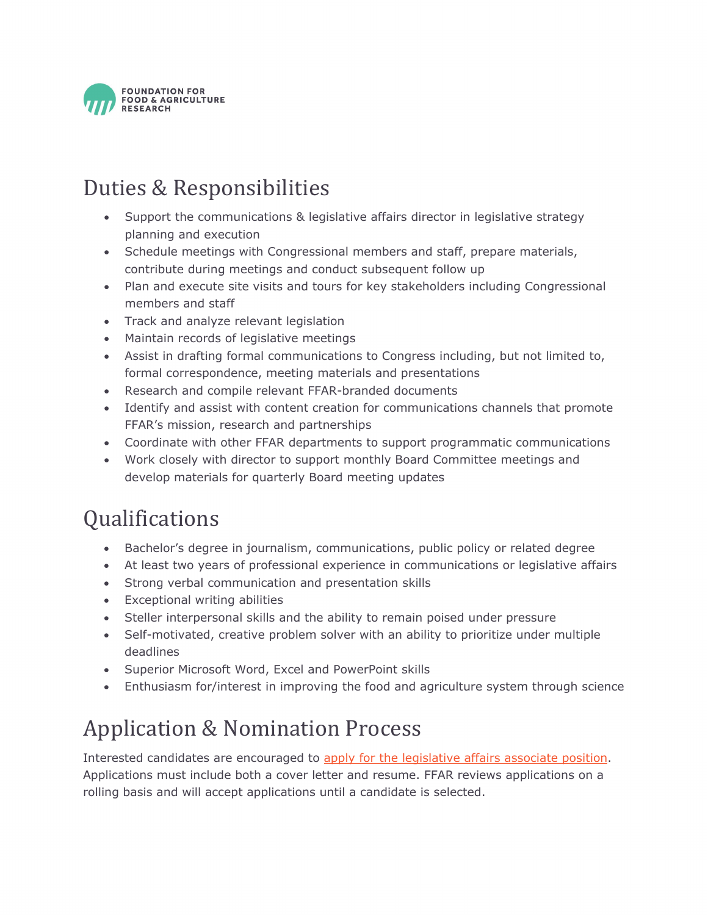## Duties & Responsibilities

- Support the communications & legislative affairs director in legislative strategy planning and execution
- Schedule meetings with Congressional members and staff, prepare materials, contribute during meetings and conduct subsequent follow up
- Plan and execute site visits and tours for key stakeholders including Congressional members and staff
- Track and analyze relevant legislation
- Maintain records of legislative meetings
- Assist in drafting formal communications to Congress including, but not limited to, formal correspondence, meeting materials and presentations
- Research and compile relevant FFAR-branded documents
- Identify and assist with content creation for communications channels that promote FFAR's mission, research and partnerships
- Coordinate with other FFAR departments to support programmatic communications
- Work closely with director to support monthly Board Committee meetings and develop materials for quarterly Board meeting updates

## Qualifications

- Bachelor's degree in journalism, communications, public policy or related degree
- At least two years of professional experience in communications or legislative affairs
- Strong verbal communication and presentation skills
- Exceptional writing abilities
- Steller interpersonal skills and the ability to remain poised under pressure
- Self-motivated, creative problem solver with an ability to prioritize under multiple deadlines
- Superior Microsoft Word, Excel and PowerPoint skills
- Enthusiasm for/interest in improving the food and agriculture system through science

## Application & Nomination Process

Interested candidates are encouraged to apply for the legislative affairs associate position. Applications must include both a cover letter and resume. FFAR reviews applications on a rolling basis and will accept applications until a candidate is selected.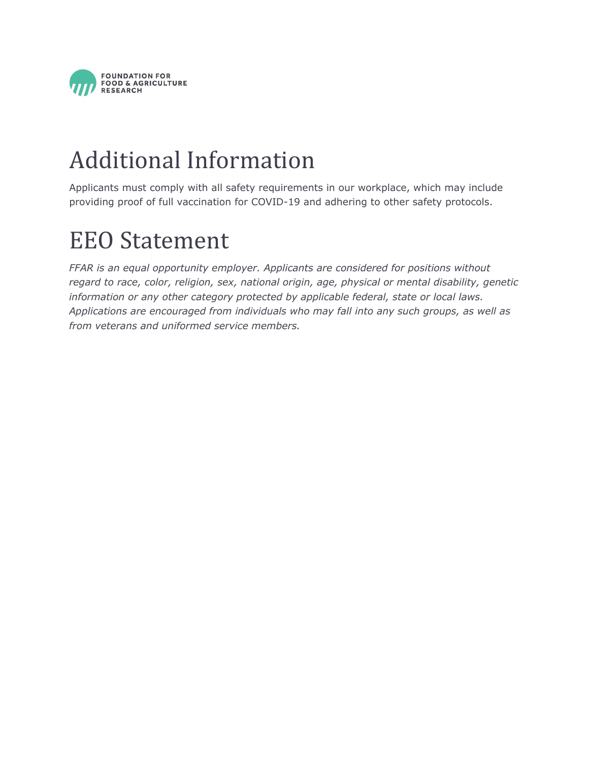# Additional Information

Applicants must comply with all safety requirements in our workplace, which may include providing proof of full vaccination for COVID-19 and adhering to other safety protocols.

# EEO Statement

*FFAR is an equal opportunity employer. Applicants are considered for positions without regard to race, color, religion, sex, national origin, age, physical or mental disability, genetic information or any other category protected by applicable federal, state or local laws. Applications are encouraged from individuals who may fall into any such groups, as well as from veterans and uniformed service members.*